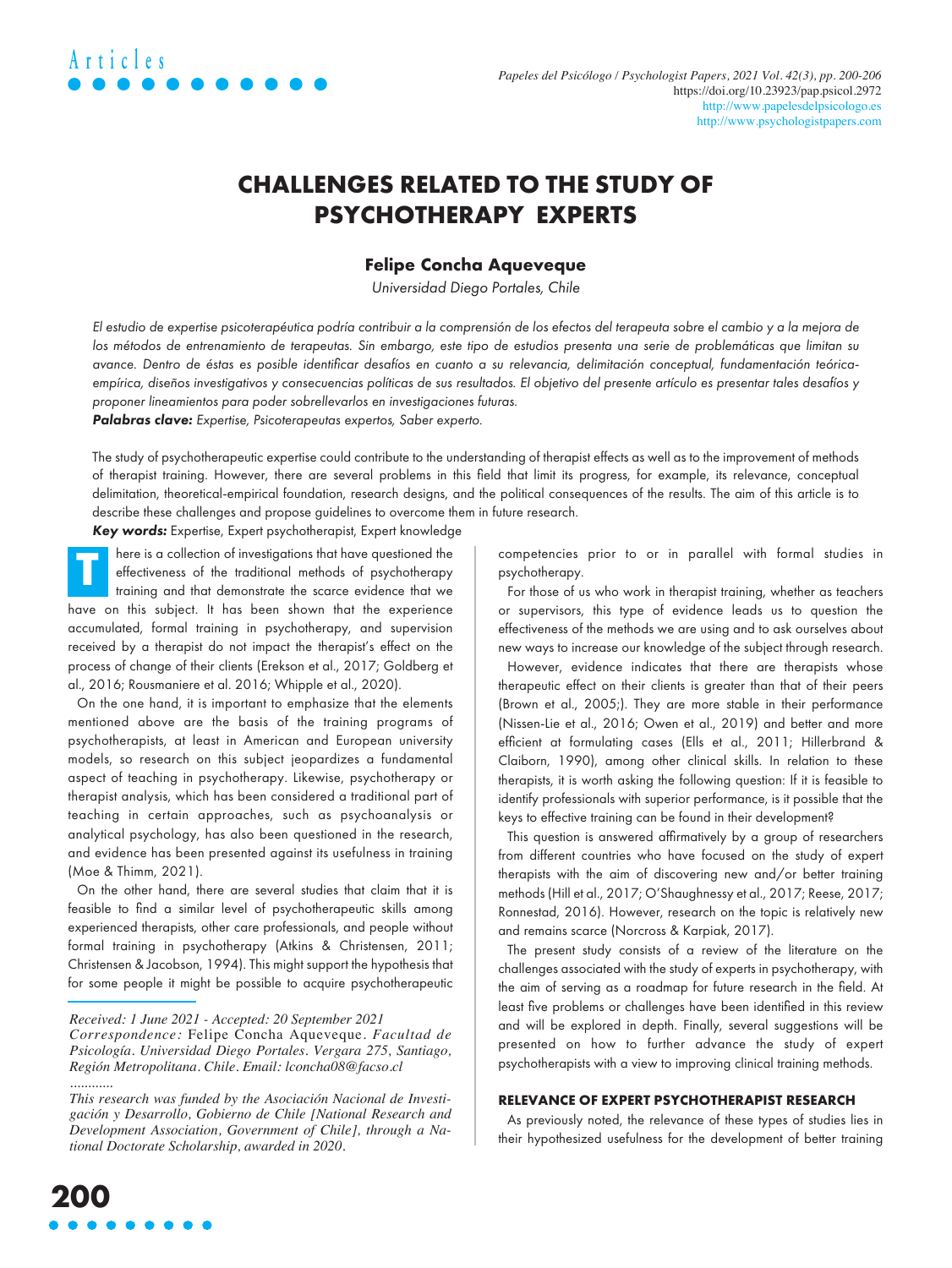# CHALLENGES RELATED TO THE STUDY OF PSYCHOTHERAPY EXPERTS

**Felipe Concha Aqueveque**

*Universidad Diego Portales, Chile*

*El estudio de expertise psicoterapéutica podría contribuir a la comprensión de los efectos del terapeuta sobre el cambio y a la mejora de los métodos de entrenamiento de terapeutas. Sin embargo, este tipo de estudios presenta una serie de problemáticas que limitan su avance. Dentro de éstas es posible identificar desafíos en cuanto a su relevancia, delimitación conceptual, fundamentación teórica-empírica, diseños investigativos y consecuencias políticas de sus resultados. El objetivo del presente artículo es presentar tales desafíos y proponer lineamientos para poder sobrellevarlos en investigaciones futuras.*

***Palabras clave:*** *Expertise, Psicoterapeutas expertos, Saber experto.*

The study of psychotherapeutic expertise could contribute to the understanding of therapist effects as well as to the improvement of methods of therapist training. However, there are several problems in this field that limit its progress, for example, its relevance, conceptual delimitation, theoretical-empirical foundation, research designs, and the political consequences of the results. The aim of this article is to describe these challenges and propose guidelines to overcome them in future research.

***Key words:*** Expertise, Expert psychotherapist, Expert knowledge

There is a collection of investigations that have questioned the effectiveness of the traditional methods of psychotherapy training and that demonstrate the scarce evidence that we have on this subject. It has been shown that the experience accumulated, formal training in psychotherapy, and supervision received by a therapist do not impact the therapist's effect on the process of change of their clients (Erekson et al., 2017; Goldberg et al., 2016; Rousmaniere et al. 2016; Whipple et al., 2020).

On the one hand, it is important to emphasize that the elements mentioned above are the basis of the training programs of psychotherapists, at least in American and European university models, so research on this subject jeopardizes a fundamental aspect of teaching in psychotherapy. Likewise, psychotherapy or therapist analysis, which has been considered a traditional part of teaching in certain approaches, such as psychoanalysis or analytical psychology, has also been questioned in the research, and evidence has been presented against its usefulness in training (Moe & Thimm, 2021).

On the other hand, there are several studies that claim that it is feasible to find a similar level of psychotherapeutic skills among experienced therapists, other care professionals, and people without formal training in psychotherapy (Atkins & Christensen, 2011; Christensen & Jacobson, 1994). This might support the hypothesis that for some people it might be possible to acquire psychotherapeutic competencies prior to or in parallel with formal studies in psychotherapy.

For those of us who work in therapist training, whether as teachers or supervisors, this type of evidence leads us to question the effectiveness of the methods we are using and to ask ourselves about new ways to increase our knowledge of the subject through research.

However, evidence indicates that there are therapists whose therapeutic effect on their clients is greater than that of their peers (Brown et al., 2005;). They are more stable in their performance (Nissen-Lie et al., 2016; Owen et al., 2019) and better and more efficient at formulating cases (Ells et al., 2011; Hillerbrand & Claiborn, 1990), among other clinical skills. In relation to these therapists, it is worth asking the following question: If it is feasible to identify professionals with superior performance, is it possible that the keys to effective training can be found in their development?

This question is answered affirmatively by a group of researchers from different countries who have focused on the study of expert therapists with the aim of discovering new and/or better training methods (Hill et al., 2017; O'Shaughnessy et al., 2017; Reese, 2017; Ronnestad, 2016). However, research on the topic is relatively new and remains scarce (Norcross & Karpiak, 2017).

The present study consists of a review of the literature on the challenges associated with the study of experts in psychotherapy, with the aim of serving as a roadmap for future research in the field. At least five problems or challenges have been identified in this review and will be explored in depth. Finally, several suggestions will be presented on how to further advance the study of expert psychotherapists with a view to improving clinical training methods.

## RELEVANCE OF EXPERT PSYCHOTHERAPIST RESEARCH

As previously noted, the relevance of these types of studies lies in their hypothesized usefulness for the development of better training

---

*Received: 1 June 2021 - Accepted: 20 September 2021*

*Correspondence:* Felipe Concha Aqueveque*. Facultad de Psicología. Universidad Diego Portales. Vergara 275, Santiago, Región Metropolitana. Chile. Email: lconcha08@facso.cl*

*This research was funded by the Asociación Nacional de Investigación y Desarrollo, Gobierno de Chile [National Research and Development Association, Government of Chile], through a National Doctorate Scholarship, awarded in 2020.*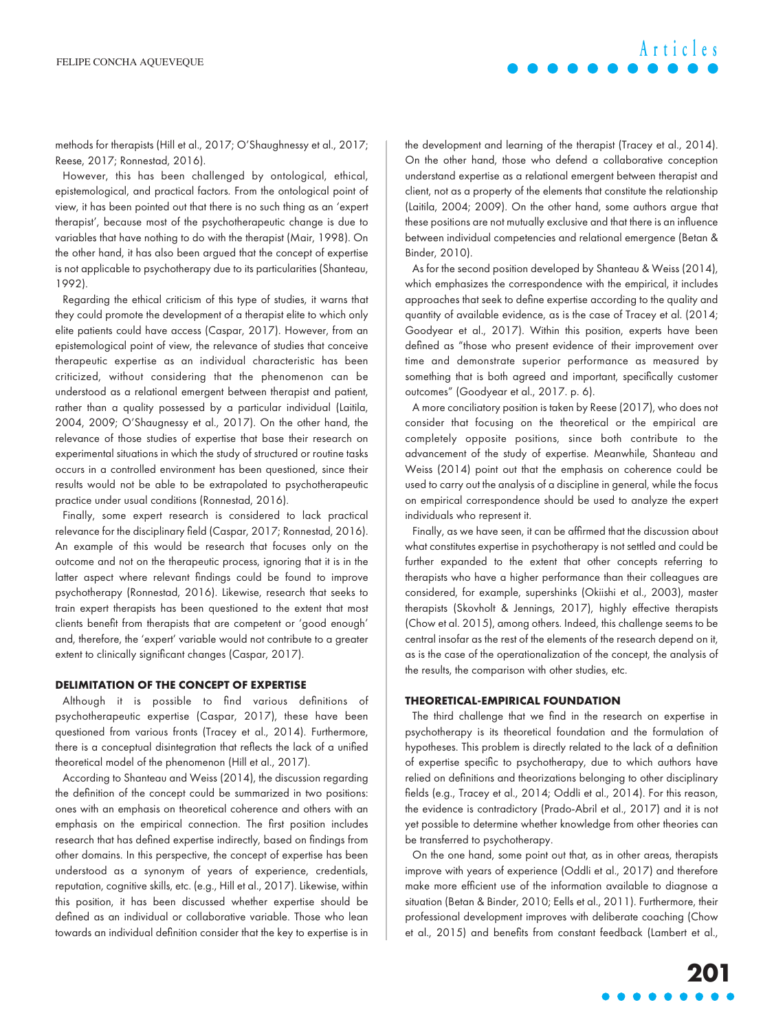methods for therapists (Hill et al., 2017; O'Shaughnessy et al., 2017; Reese, 2017; Ronnestad, 2016).

However, this has been challenged by ontological, ethical, epistemological, and practical factors. From the ontological point of view, it has been pointed out that there is no such thing as an 'expert therapist', because most of the psychotherapeutic change is due to variables that have nothing to do with the therapist (Mair, 1998). On the other hand, it has also been argued that the concept of expertise is not applicable to psychotherapy due to its particularities (Shanteau, 1992).

Regarding the ethical criticism of this type of studies, it warns that they could promote the development of a therapist elite to which only elite patients could have access (Caspar, 2017). However, from an epistemological point of view, the relevance of studies that conceive therapeutic expertise as an individual characteristic has been criticized, without considering that the phenomenon can be understood as a relational emergent between therapist and patient, rather than a quality possessed by a particular individual (Laitila, 2004, 2009; O'Shaugnessy et al., 2017). On the other hand, the relevance of those studies of expertise that base their research on experimental situations in which the study of structured or routine tasks occurs in a controlled environment has been questioned, since their results would not be able to be extrapolated to psychotherapeutic practice under usual conditions (Ronnestad, 2016).

Finally, some expert research is considered to lack practical relevance for the disciplinary field (Caspar, 2017; Ronnestad, 2016). An example of this would be research that focuses only on the outcome and not on the therapeutic process, ignoring that it is in the latter aspect where relevant findings could be found to improve psychotherapy (Ronnestad, 2016). Likewise, research that seeks to train expert therapists has been questioned to the extent that most clients benefit from therapists that are competent or 'good enough' and, therefore, the 'expert' variable would not contribute to a greater extent to clinically significant changes (Caspar, 2017).

### DELIMITATION OF THE CONCEPT OF EXPERTISE

Although it is possible to find various definitions of psychotherapeutic expertise (Caspar, 2017), these have been questioned from various fronts (Tracey et al., 2014). Furthermore, there is a conceptual disintegration that reflects the lack of a unified theoretical model of the phenomenon (Hill et al., 2017).

According to Shanteau and Weiss (2014), the discussion regarding the definition of the concept could be summarized in two positions: ones with an emphasis on theoretical coherence and others with an emphasis on the empirical connection. The first position includes research that has defined expertise indirectly, based on findings from other domains. In this perspective, the concept of expertise has been understood as a synonym of years of experience, credentials, reputation, cognitive skills, etc. (e.g., Hill et al., 2017). Likewise, within this position, it has been discussed whether expertise should be defined as an individual or collaborative variable. Those who lean towards an individual definition consider that the key to expertise is in the development and learning of the therapist (Tracey et al., 2014). On the other hand, those who defend a collaborative conception understand expertise as a relational emergent between therapist and client, not as a property of the elements that constitute the relationship (Laitila, 2004; 2009). On the other hand, some authors argue that these positions are not mutually exclusive and that there is an influence between individual competencies and relational emergence (Betan & Binder, 2010).

As for the second position developed by Shanteau & Weiss (2014), which emphasizes the correspondence with the empirical, it includes approaches that seek to define expertise according to the quality and quantity of available evidence, as is the case of Tracey et al. (2014; Goodyear et al., 2017). Within this position, experts have been defined as "those who present evidence of their improvement over time and demonstrate superior performance as measured by something that is both agreed and important, specifically customer outcomes" (Goodyear et al., 2017. p. 6).

A more conciliatory position is taken by Reese (2017), who does not consider that focusing on the theoretical or the empirical are completely opposite positions, since both contribute to the advancement of the study of expertise. Meanwhile, Shanteau and Weiss (2014) point out that the emphasis on coherence could be used to carry out the analysis of a discipline in general, while the focus on empirical correspondence should be used to analyze the expert individuals who represent it.

Finally, as we have seen, it can be affirmed that the discussion about what constitutes expertise in psychotherapy is not settled and could be further expanded to the extent that other concepts referring to therapists who have a higher performance than their colleagues are considered, for example, supershinks (Okiishi et al., 2003), master therapists (Skovholt & Jennings, 2017), highly effective therapists (Chow et al. 2015), among others. Indeed, this challenge seems to be central insofar as the rest of the elements of the research depend on it, as is the case of the operationalization of the concept, the analysis of the results, the comparison with other studies, etc.

### THEORETICAL-EMPIRICAL FOUNDATION

The third challenge that we find in the research on expertise in psychotherapy is its theoretical foundation and the formulation of hypotheses. This problem is directly related to the lack of a definition of expertise specific to psychotherapy, due to which authors have relied on definitions and theorizations belonging to other disciplinary fields (e.g., Tracey et al., 2014; Oddli et al., 2014). For this reason, the evidence is contradictory (Prado-Abril et al., 2017) and it is not yet possible to determine whether knowledge from other theories can be transferred to psychotherapy.

On the one hand, some point out that, as in other areas, therapists improve with years of experience (Oddli et al., 2017) and therefore make more efficient use of the information available to diagnose a situation (Betan & Binder, 2010; Eells et al., 2011). Furthermore, their professional development improves with deliberate coaching (Chow et al., 2015) and benefits from constant feedback (Lambert et al.,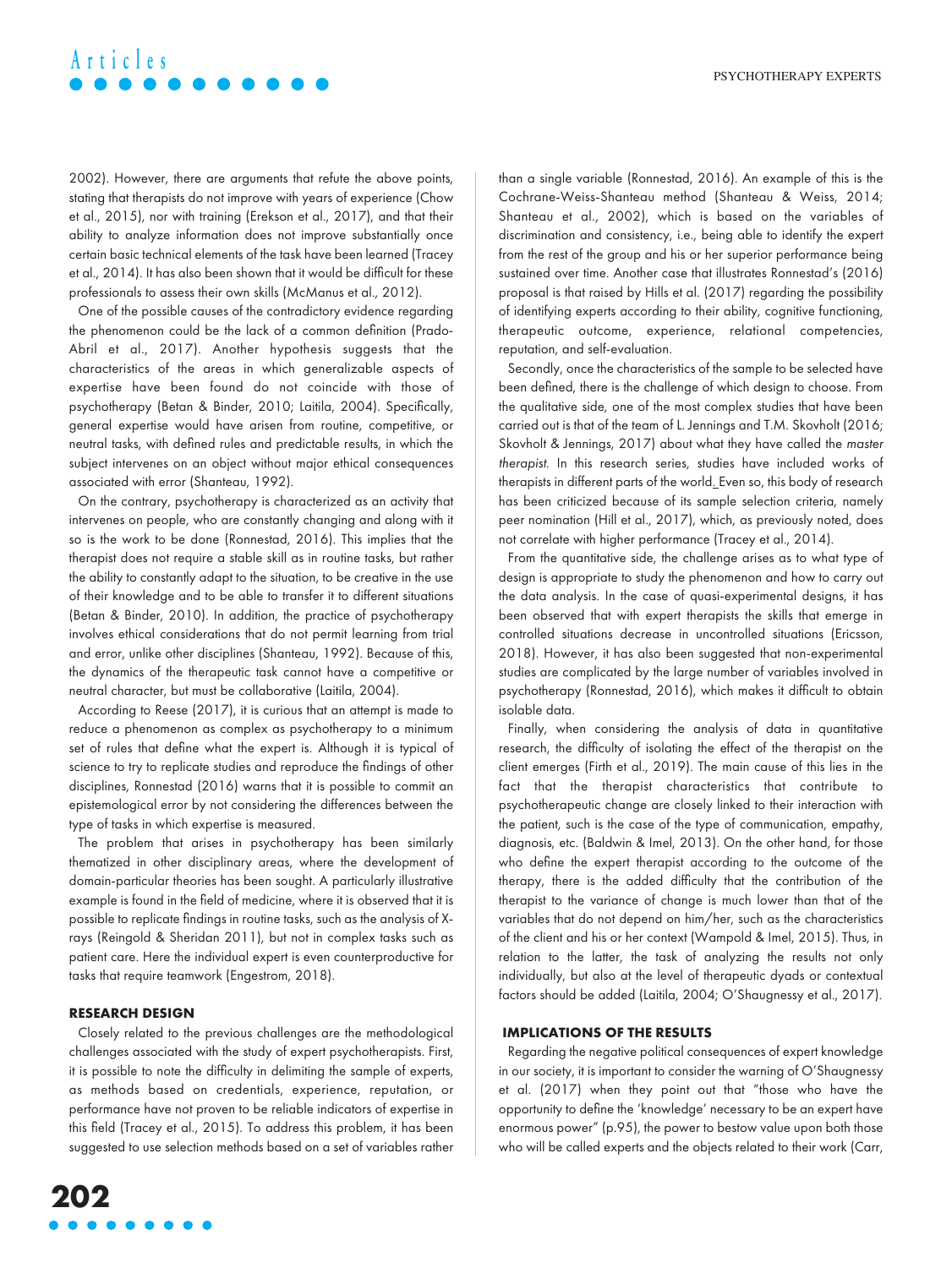2002). However, there are arguments that refute the above points, stating that therapists do not improve with years of experience (Chow et al., 2015), nor with training (Erekson et al., 2017), and that their ability to analyze information does not improve substantially once certain basic technical elements of the task have been learned (Tracey et al., 2014). It has also been shown that it would be difficult for these professionals to assess their own skills (McManus et al., 2012).

One of the possible causes of the contradictory evidence regarding the phenomenon could be the lack of a common definition (Prado-Abril et al., 2017). Another hypothesis suggests that the characteristics of the areas in which generalizable aspects of expertise have been found do not coincide with those of psychotherapy (Betan & Binder, 2010; Laitila, 2004). Specifically, general expertise would have arisen from routine, competitive, or neutral tasks, with defined rules and predictable results, in which the subject intervenes on an object without major ethical consequences associated with error (Shanteau, 1992).

On the contrary, psychotherapy is characterized as an activity that intervenes on people, who are constantly changing and along with it so is the work to be done (Ronnestad, 2016). This implies that the therapist does not require a stable skill as in routine tasks, but rather the ability to constantly adapt to the situation, to be creative in the use of their knowledge and to be able to transfer it to different situations (Betan & Binder, 2010). In addition, the practice of psychotherapy involves ethical considerations that do not permit learning from trial and error, unlike other disciplines (Shanteau, 1992). Because of this, the dynamics of the therapeutic task cannot have a competitive or neutral character, but must be collaborative (Laitila, 2004).

According to Reese (2017), it is curious that an attempt is made to reduce a phenomenon as complex as psychotherapy to a minimum set of rules that define what the expert is. Although it is typical of science to try to replicate studies and reproduce the findings of other disciplines, Ronnestad (2016) warns that it is possible to commit an epistemological error by not considering the differences between the type of tasks in which expertise is measured.

The problem that arises in psychotherapy has been similarly thematized in other disciplinary areas, where the development of domain-particular theories has been sought. A particularly illustrative example is found in the field of medicine, where it is observed that it is possible to replicate findings in routine tasks, such as the analysis of X-rays (Reingold & Sheridan 2011), but not in complex tasks such as patient care. Here the individual expert is even counterproductive for tasks that require teamwork (Engestrom, 2018).

## RESEARCH DESIGN

Closely related to the previous challenges are the methodological challenges associated with the study of expert psychotherapists. First, it is possible to note the difficulty in delimiting the sample of experts, as methods based on credentials, experience, reputation, or performance have not proven to be reliable indicators of expertise in this field (Tracey et al., 2015). To address this problem, it has been suggested to use selection methods based on a set of variables rather than a single variable (Ronnestad, 2016). An example of this is the Cochrane-Weiss-Shanteau method (Shanteau & Weiss, 2014; Shanteau et al., 2002), which is based on the variables of discrimination and consistency, i.e., being able to identify the expert from the rest of the group and his or her superior performance being sustained over time. Another case that illustrates Ronnestad's (2016) proposal is that raised by Hills et al. (2017) regarding the possibility of identifying experts according to their ability, cognitive functioning, therapeutic outcome, experience, relational competencies, reputation, and self-evaluation.

Secondly, once the characteristics of the sample to be selected have been defined, there is the challenge of which design to choose. From the qualitative side, one of the most complex studies that have been carried out is that of the team of L. Jennings and T.M. Skovholt (2016; Skovholt & Jennings, 2017) about what they have called the *master therapist*. In this research series, studies have included works of therapists in different parts of the world. Even so, this body of research has been criticized because of its sample selection criteria, namely peer nomination (Hill et al., 2017), which, as previously noted, does not correlate with higher performance (Tracey et al., 2014).

From the quantitative side, the challenge arises as to what type of design is appropriate to study the phenomenon and how to carry out the data analysis. In the case of quasi-experimental designs, it has been observed that with expert therapists the skills that emerge in controlled situations decrease in uncontrolled situations (Ericsson, 2018). However, it has also been suggested that non-experimental studies are complicated by the large number of variables involved in psychotherapy (Ronnestad, 2016), which makes it difficult to obtain isolable data.

Finally, when considering the analysis of data in quantitative research, the difficulty of isolating the effect of the therapist on the client emerges (Firth et al., 2019). The main cause of this lies in the fact that the therapist characteristics that contribute to psychotherapeutic change are closely linked to their interaction with the patient, such is the case of the type of communication, empathy, diagnosis, etc. (Baldwin & Imel, 2013). On the other hand, for those who define the expert therapist according to the outcome of the therapy, there is the added difficulty that the contribution of the therapist to the variance of change is much lower than that of the variables that do not depend on him/her, such as the characteristics of the client and his or her context (Wampold & Imel, 2015). Thus, in relation to the latter, the task of analyzing the results not only individually, but also at the level of therapeutic dyads or contextual factors should be added (Laitila, 2004; O'Shaugnessy et al., 2017).

## IMPLICATIONS OF THE RESULTS

Regarding the negative political consequences of expert knowledge in our society, it is important to consider the warning of O'Shaugnessy et al. (2017) when they point out that "those who have the opportunity to define the 'knowledge' necessary to be an expert have enormous power" (p.95), the power to bestow value upon both those who will be called experts and the objects related to their work (Carr,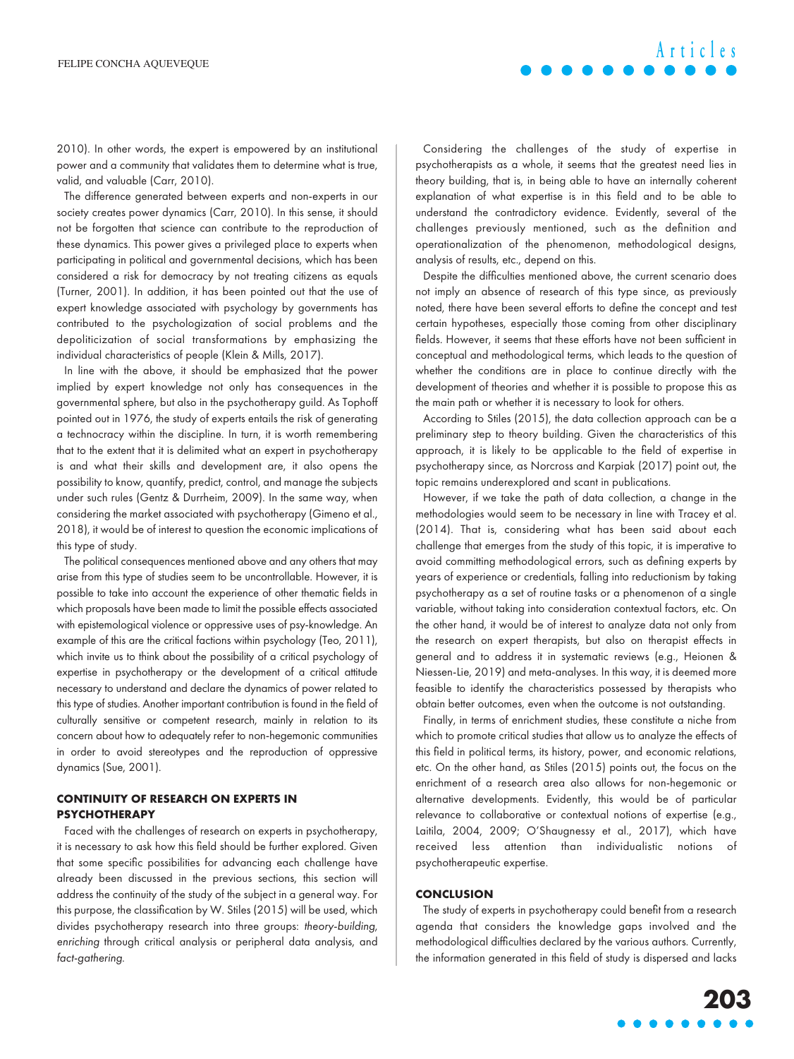2010). In other words, the expert is empowered by an institutional power and a community that validates them to determine what is true, valid, and valuable (Carr, 2010).

The difference generated between experts and non-experts in our society creates power dynamics (Carr, 2010). In this sense, it should not be forgotten that science can contribute to the reproduction of these dynamics. This power gives a privileged place to experts when participating in political and governmental decisions, which has been considered a risk for democracy by not treating citizens as equals (Turner, 2001). In addition, it has been pointed out that the use of expert knowledge associated with psychology by governments has contributed to the psychologization of social problems and the depoliticization of social transformations by emphasizing the individual characteristics of people (Klein & Mills, 2017).

In line with the above, it should be emphasized that the power implied by expert knowledge not only has consequences in the governmental sphere, but also in the psychotherapy guild. As Tophoff pointed out in 1976, the study of experts entails the risk of generating a technocracy within the discipline. In turn, it is worth remembering that to the extent that it is delimited what an expert in psychotherapy is and what their skills and development are, it also opens the possibility to know, quantify, predict, control, and manage the subjects under such rules (Gentz & Durrheim, 2009). In the same way, when considering the market associated with psychotherapy (Gimeno et al., 2018), it would be of interest to question the economic implications of this type of study.

The political consequences mentioned above and any others that may arise from this type of studies seem to be uncontrollable. However, it is possible to take into account the experience of other thematic fields in which proposals have been made to limit the possible effects associated with epistemological violence or oppressive uses of psy-knowledge. An example of this are the critical factions within psychology (Teo, 2011), which invite us to think about the possibility of a critical psychology of expertise in psychotherapy or the development of a critical attitude necessary to understand and declare the dynamics of power related to this type of studies. Another important contribution is found in the field of culturally sensitive or competent research, mainly in relation to its concern about how to adequately refer to non-hegemonic communities in order to avoid stereotypes and the reproduction of oppressive dynamics (Sue, 2001).

## CONTINUITY OF RESEARCH ON EXPERTS IN PSYCHOTHERAPY

Faced with the challenges of research on experts in psychotherapy, it is necessary to ask how this field should be further explored. Given that some specific possibilities for advancing each challenge have already been discussed in the previous sections, this section will address the continuity of the study of the subject in a general way. For this purpose, the classification by W. Stiles (2015) will be used, which divides psychotherapy research into three groups: *theory-building*, *enriching* through critical analysis or peripheral data analysis, and *fact-gathering*.

Considering the challenges of the study of expertise in psychotherapists as a whole, it seems that the greatest need lies in theory building, that is, in being able to have an internally coherent explanation of what expertise is in this field and to be able to understand the contradictory evidence. Evidently, several of the challenges previously mentioned, such as the definition and operationalization of the phenomenon, methodological designs, analysis of results, etc., depend on this.

Despite the difficulties mentioned above, the current scenario does not imply an absence of research of this type since, as previously noted, there have been several efforts to define the concept and test certain hypotheses, especially those coming from other disciplinary fields. However, it seems that these efforts have not been sufficient in conceptual and methodological terms, which leads to the question of whether the conditions are in place to continue directly with the development of theories and whether it is possible to propose this as the main path or whether it is necessary to look for others.

According to Stiles (2015), the data collection approach can be a preliminary step to theory building. Given the characteristics of this approach, it is likely to be applicable to the field of expertise in psychotherapy since, as Norcross and Karpiak (2017) point out, the topic remains underexplored and scant in publications.

However, if we take the path of data collection, a change in the methodologies would seem to be necessary in line with Tracey et al. (2014). That is, considering what has been said about each challenge that emerges from the study of this topic, it is imperative to avoid committing methodological errors, such as defining experts by years of experience or credentials, falling into reductionism by taking psychotherapy as a set of routine tasks or a phenomenon of a single variable, without taking into consideration contextual factors, etc. On the other hand, it would be of interest to analyze data not only from the research on expert therapists, but also on therapist effects in general and to address it in systematic reviews (e.g., Heinonen & Niessen-Lie, 2019) and meta-analyses. In this way, it is deemed more feasible to identify the characteristics possessed by therapists who obtain better outcomes, even when the outcome is not outstanding.

Finally, in terms of enrichment studies, these constitute a niche from which to promote critical studies that allow us to analyze the effects of this field in political terms, its history, power, and economic relations, etc. On the other hand, as Stiles (2015) points out, the focus on the enrichment of a research area also allows for non-hegemonic or alternative developments. Evidently, this would be of particular relevance to collaborative or contextual notions of expertise (e.g., Laitila, 2004, 2009; O'Shaugnessy et al., 2017), which have received less attention than individualistic notions of psychotherapeutic expertise.

## CONCLUSION

The study of experts in psychotherapy could benefit from a research agenda that considers the knowledge gaps involved and the methodological difficulties declared by the various authors. Currently, the information generated in this field of study is dispersed and lacks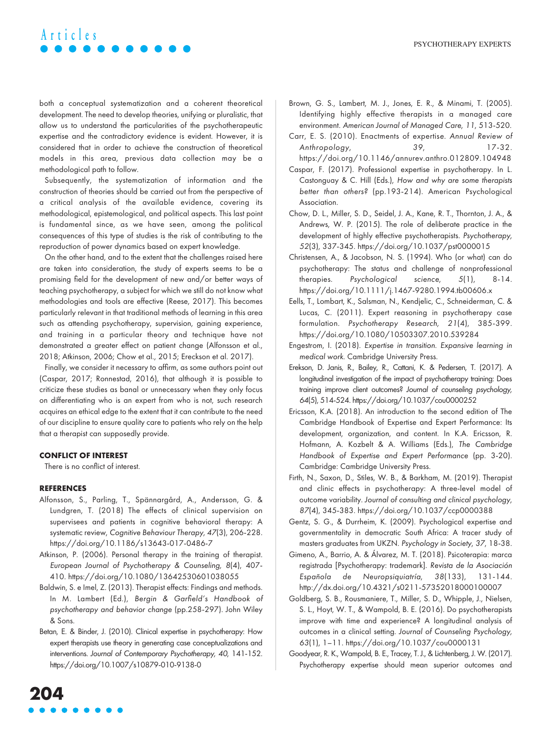both a conceptual systematization and a coherent theoretical development. The need to develop theories, unifying or pluralistic, that allow us to understand the particularities of the psychotherapeutic expertise and the contradictory evidence is evident. However, it is considered that in order to achieve the construction of theoretical models in this area, previous data collection may be a methodological path to follow.

Subsequently, the systematization of information and the construction of theories should be carried out from the perspective of a critical analysis of the available evidence, covering its methodological, epistemological, and political aspects. This last point is fundamental since, as we have seen, among the political consequences of this type of studies is the risk of contributing to the reproduction of power dynamics based on expert knowledge.

On the other hand, and to the extent that the challenges raised here are taken into consideration, the study of experts seems to be a promising field for the development of new and/or better ways of teaching psychotherapy, a subject for which we still do not know what methodologies and tools are effective (Reese, 2017). This becomes particularly relevant in that traditional methods of learning in this area such as attending psychotherapy, supervision, gaining experience, and training in a particular theory and technique have not demonstrated a greater effect on patient change (Alfonsson et al., 2018; Atkinson, 2006; Chow et al., 2015; Ereckson et al. 2017).

Finally, we consider it necessary to affirm, as some authors point out (Caspar, 2017; Ronnestad, 2016), that although it is possible to criticize these studies as banal or unnecessary when they only focus on differentiating who is an expert from who is not, such research acquires an ethical edge to the extent that it can contribute to the need of our discipline to ensure quality care to patients who rely on the help that a therapist can supposedly provide.

## CONFLICT OF INTEREST

There is no conflict of interest.

## REFERENCES

Alfonsson, S., Parling, T., Spännargård, A., Andersson, G. & Lundgren, T. (2018) The effects of clinical supervision on supervisees and patients in cognitive behavioral therapy: A systematic review, *Cognitive Behaviour Therapy, 47*(3), 206-228. https://doi.org/10.1186/s13643-017-0486-7

Atkinson, P. (2006). Personal therapy in the training of therapist. *European Journal of Psychotherapy & Counseling, 8*(4), 407-410. https://doi.org/10.1080/13642530601038055

Baldwin, S. e Imel, Z. (2013). Therapist effects: Findings and methods. In M. Lambert (Ed.), *Bergin & Garfield's Handbook of psychotherapy and behavior change* (pp.258-297). John Wiley & Sons.

Betan, E. & Binder, J. (2010). Clinical expertise in psychotherapy: How expert therapists use theory in generating case conceptualizations and interventions. *Journal of Contemporary Psychotherapy, 40,* 141-152. https://doi.org/10.1007/s10879-010-9138-0

Brown, G. S., Lambert, M. J., Jones, E. R., & Minami, T. (2005). Identifying highly effective therapists in a managed care environment. *American Journal of Managed Care, 11*, 513-520.

Carr, E. S. (2010). Enactments of expertise. *Annual Review of Anthropology, 39*, 17-32. https://doi.org/10.1146/annurev.anthro.012809.104948

Caspar, F. (2017). Professional expertise in psychotherapy. In L. Castonguay & C. Hill (Eds.), *How and why are some therapists better than others?* (pp.193-214). American Psychological Association.

Chow, D. L., Miller, S. D., Seidel, J. A., Kane, R. T., Thornton, J. A., & Andrews, W. P. (2015). The role of deliberate practice in the development of highly effective psychotherapists. *Psychotherapy, 52*(3), 337-345. https://doi.org/10.1037/pst0000015

Christensen, A., & Jacobson, N. S. (1994). Who (or what) can do psychotherapy: The status and challenge of nonprofessional therapies. *Psychological science, 5*(1), 8-14. https://doi.org/10.1111/j.1467-9280.1994.tb00606.x

Eells, T., Lombart, K., Salsman, N., Kendjelic, C., Schneiderman, C. & Lucas, C. (2011). Expert reasoning in psychotherapy case formulation. *Psychotherapy Research, 21*(4), 385-399. https://doi.org/10.1080/10503307.2010.539284

Engestrom, I. (2018). *Expertise in transition. Expansive learning in medical work.* Cambridge University Press.

Erekson, D. Janis, R., Bailey, R., Cattani, K. & Pedersen, T. (2017). A longitudinal investigation of the impact of psychotherapy training: Does training improve client outcomes? *Journal of counseling psychology, 64*(5), 514-524. https://doi.org/10.1037/cou0000252

Ericsson, K.A. (2018). An introduction to the second edition of The Cambridge Handbook of Expertise and Expert Performance: Its development, organization, and content. In K.A. Ericsson, R. Hofmann, A. Kozbelt & A. Williams (Eds.), *The Cambridge Handbook of Expertise and Expert Performance* (pp. 3-20). Cambridge: Cambridge University Press.

Firth, N., Saxon, D., Stiles, W. B., & Barkham, M. (2019). Therapist and clinic effects in psychotherapy: A three-level model of outcome variability. *Journal of consulting and clinical psychology, 87*(4), 345-383. https://doi.org/10.1037/ccp0000388

Gentz, S. G., & Durrheim, K. (2009). Psychological expertise and governmentality in democratic South Africa: A tracer study of masters graduates from UKZN. *Psychology in Society, 37*, 18-38.

Gimeno, A., Barrio, A. & Álvarez, M. T. (2018). Psicoterapia: marca registrada [Psychotherapy: trademark]. *Revista de la Asociación Española de Neuropsiquiatría, 38*(133), 131-144. http://dx.doi.org/10.4321/s0211-57352018000100007

Goldberg, S. B., Rousmaniere, T., Miller, S. D., Whipple, J., Nielsen, S. L., Hoyt, W. T., & Wampold, B. E. (2016). Do psychotherapists improve with time and experience? A longitudinal analysis of outcomes in a clinical setting. *Journal of Counseling Psychology, 63*(1), 1–11. https://doi.org/10.1037/cou0000131

Goodyear, R. K., Wampold, B. E., Tracey, T. J., & Lichtenberg, J. W. (2017). Psychotherapy expertise should mean superior outcomes and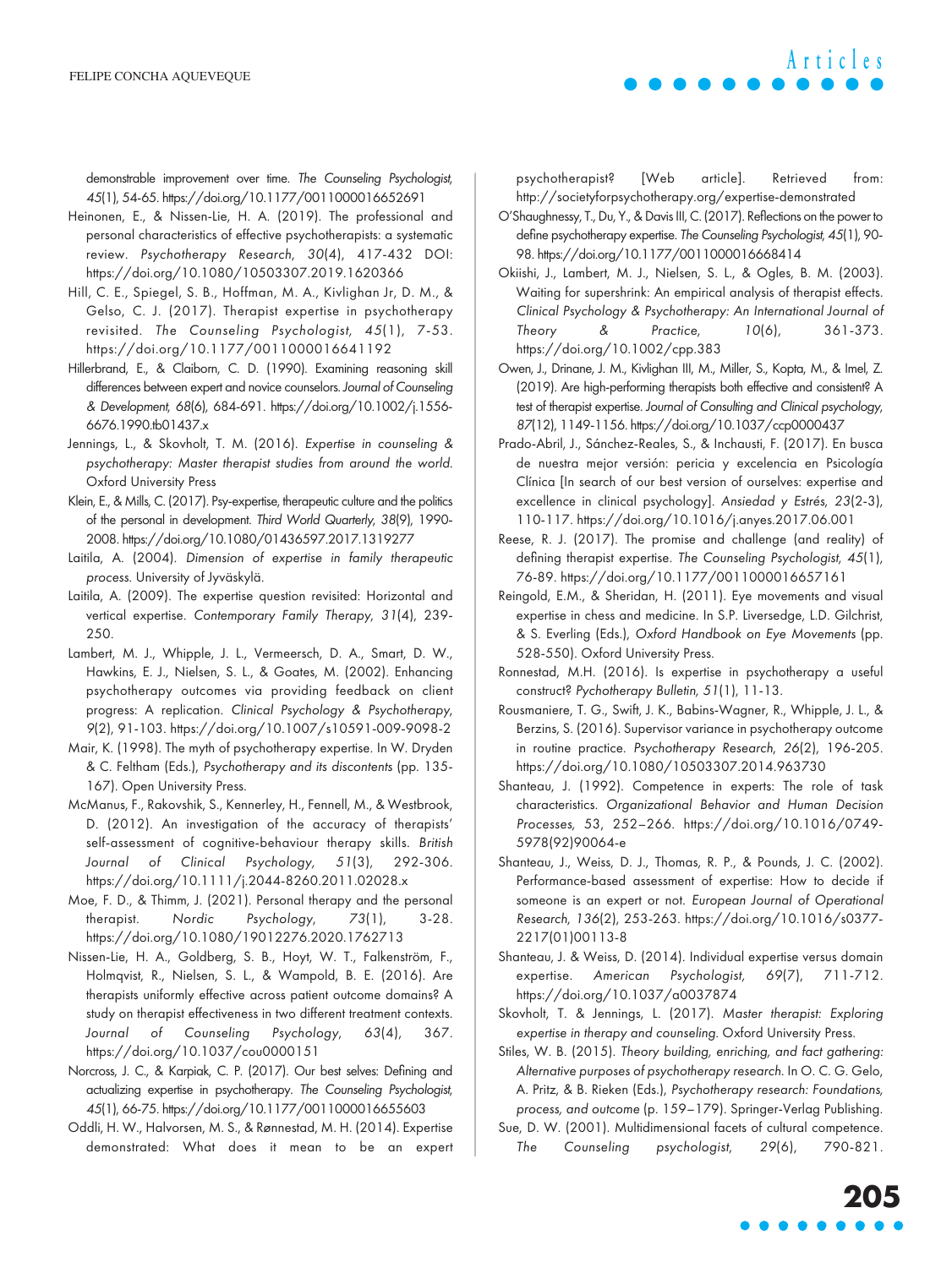demonstrable improvement over time. *The Counseling Psychologist, 45*(1), 54-65. https://doi.org/10.1177/0011000016652691

Heinonen, E., & Nissen-Lie, H. A. (2019). The professional and personal characteristics of effective psychotherapists: a systematic review. *Psychotherapy Research, 30*(4), 417-432 DOI: https://doi.org/10.1080/10503307.2019.1620366

Hill, C. E., Spiegel, S. B., Hoffman, M. A., Kivlighan Jr, D. M., & Gelso, C. J. (2017). Therapist expertise in psychotherapy revisited. *The Counseling Psychologist, 45*(1), 7-53. https://doi.org/10.1177/0011000016641192

Hillerbrand, E., & Claiborn, C. D. (1990). Examining reasoning skill differences between expert and novice counselors. *Journal of Counseling & Development, 68*(6), 684-691. https://doi.org/10.1002/j.1556-6676.1990.tb01437.x

Jennings, L., & Skovholt, T. M. (2016). *Expertise in counseling & psychotherapy: Master therapist studies from around the world.* Oxford University Press

Klein, E., & Mills, C. (2017). Psy-expertise, therapeutic culture and the politics of the personal in development. *Third World Quarterly, 38*(9), 1990-2008. https://doi.org/10.1080/01436597.2017.1319277

Laitila, A. (2004). *Dimension of expertise in family therapeutic process.* University of Jyväskylä.

Laitila, A. (2009). The expertise question revisited: Horizontal and vertical expertise. *Contemporary Family Therapy, 31*(4), 239-250.

Lambert, M. J., Whipple, J. L., Vermeersch, D. A., Smart, D. W., Hawkins, E. J., Nielsen, S. L., & Goates, M. (2002). Enhancing psychotherapy outcomes via providing feedback on client progress: A replication. *Clinical Psychology & Psychotherapy, 9*(2), 91-103. https://doi.org/10.1007/s10591-009-9098-2

Mair, K. (1998). The myth of psychotherapy expertise. In W. Dryden & C. Feltham (Eds.), *Psychotherapy and its discontents* (pp. 135-167). Open University Press.

McManus, F., Rakovshik, S., Kennerley, H., Fennell, M., & Westbrook, D. (2012). An investigation of the accuracy of therapists' self-assessment of cognitive-behaviour therapy skills. *British Journal of Clinical Psychology, 51*(3), 292-306. https://doi.org/10.1111/j.2044-8260.2011.02028.x

Moe, F. D., & Thimm, J. (2021). Personal therapy and the personal therapist. *Nordic Psychology, 73*(1), 3-28. https://doi.org/10.1080/19012276.2020.1762713

Nissen-Lie, H. A., Goldberg, S. B., Hoyt, W. T., Falkenström, F., Holmqvist, R., Nielsen, S. L., & Wampold, B. E. (2016). Are therapists uniformly effective across patient outcome domains? A study on therapist effectiveness in two different treatment contexts. *Journal of Counseling Psychology, 63*(4), 367. https://doi.org/10.1037/cou0000151

Norcross, J. C., & Karpiak, C. P. (2017). Our best selves: Defining and actualizing expertise in psychotherapy. *The Counseling Psychologist, 45*(1), 66-75. https://doi.org/10.1177/0011000016655603

Oddli, H. W., Halvorsen, M. S., & Rønnestad, M. H. (2014). Expertise demonstrated: What does it mean to be an expert psychotherapist? [Web article]. Retrieved from: http://societyforpsychotherapy.org/expertise-demonstrated

O'Shaughnessy, T., Du, Y., & Davis III, C. (2017). Reflections on the power to define psychotherapy expertise. *The Counseling Psychologist, 45*(1), 90-98. https://doi.org/10.1177/0011000016668414

Okiishi, J., Lambert, M. J., Nielsen, S. L., & Ogles, B. M. (2003). Waiting for supershrink: An empirical analysis of therapist effects. *Clinical Psychology & Psychotherapy: An International Journal of Theory & Practice, 10*(6), 361-373. https://doi.org/10.1002/cpp.383

Owen, J., Drinane, J. M., Kivlighan III, M., Miller, S., Kopta, M., & Imel, Z. (2019). Are high-performing therapists both effective and consistent? A test of therapist expertise. *Journal of Consulting and Clinical psychology, 87*(12), 1149-1156. https://doi.org/10.1037/ccp0000437

Prado-Abril, J., Sánchez-Reales, S., & Inchausti, F. (2017). En busca de nuestra mejor versión: pericia y excelencia en Psicología Clínica [In search of our best version of ourselves: expertise and excellence in clinical psychology]. *Ansiedad y Estrés, 23*(2-3), 110-117. https://doi.org/10.1016/j.anyes.2017.06.001

Reese, R. J. (2017). The promise and challenge (and reality) of defining therapist expertise. *The Counseling Psychologist, 45*(1), 76-89. https://doi.org/10.1177/0011000016657161

Reingold, E.M., & Sheridan, H. (2011). Eye movements and visual expertise in chess and medicine. In S.P. Liversedge, L.D. Gilchrist, & S. Everling (Eds.), *Oxford Handbook on Eye Movements* (pp. 528-550). Oxford University Press.

Ronnestad, M.H. (2016). Is expertise in psychotherapy a useful construct? *Pychotherapy Bulletin, 51*(1), 11-13.

Rousmaniere, T. G., Swift, J. K., Babins-Wagner, R., Whipple, J. L., & Berzins, S. (2016). Supervisor variance in psychotherapy outcome in routine practice. *Psychotherapy Research, 26*(2), 196-205. https://doi.org/10.1080/10503307.2014.963730

Shanteau, J. (1992). Competence in experts: The role of task characteristics. *Organizational Behavior and Human Decision Processes, 53*, 252–266. https://doi.org/10.1016/0749-5978(92)90064-e

Shanteau, J., Weiss, D. J., Thomas, R. P., & Pounds, J. C. (2002). Performance-based assessment of expertise: How to decide if someone is an expert or not. *European Journal of Operational Research, 136*(2), 253-263. https://doi.org/10.1016/s0377-2217(01)00113-8

Shanteau, J. & Weiss, D. (2014). Individual expertise versus domain expertise. *American Psychologist, 69*(7), 711-712. https://doi.org/10.1037/a0037874

Skovholt, T. & Jennings, L. (2017). *Master therapist: Exploring expertise in therapy and counseling.* Oxford University Press.

Stiles, W. B. (2015). *Theory building, enriching, and fact gathering: Alternative purposes of psychotherapy research.* In O. C. G. Gelo, A. Pritz, & B. Rieken (Eds.), *Psychotherapy research: Foundations, process, and outcome* (p. 159–179). Springer-Verlag Publishing.

Sue, D. W. (2001). Multidimensional facets of cultural competence. *The Counseling psychologist, 29*(6), 790-821.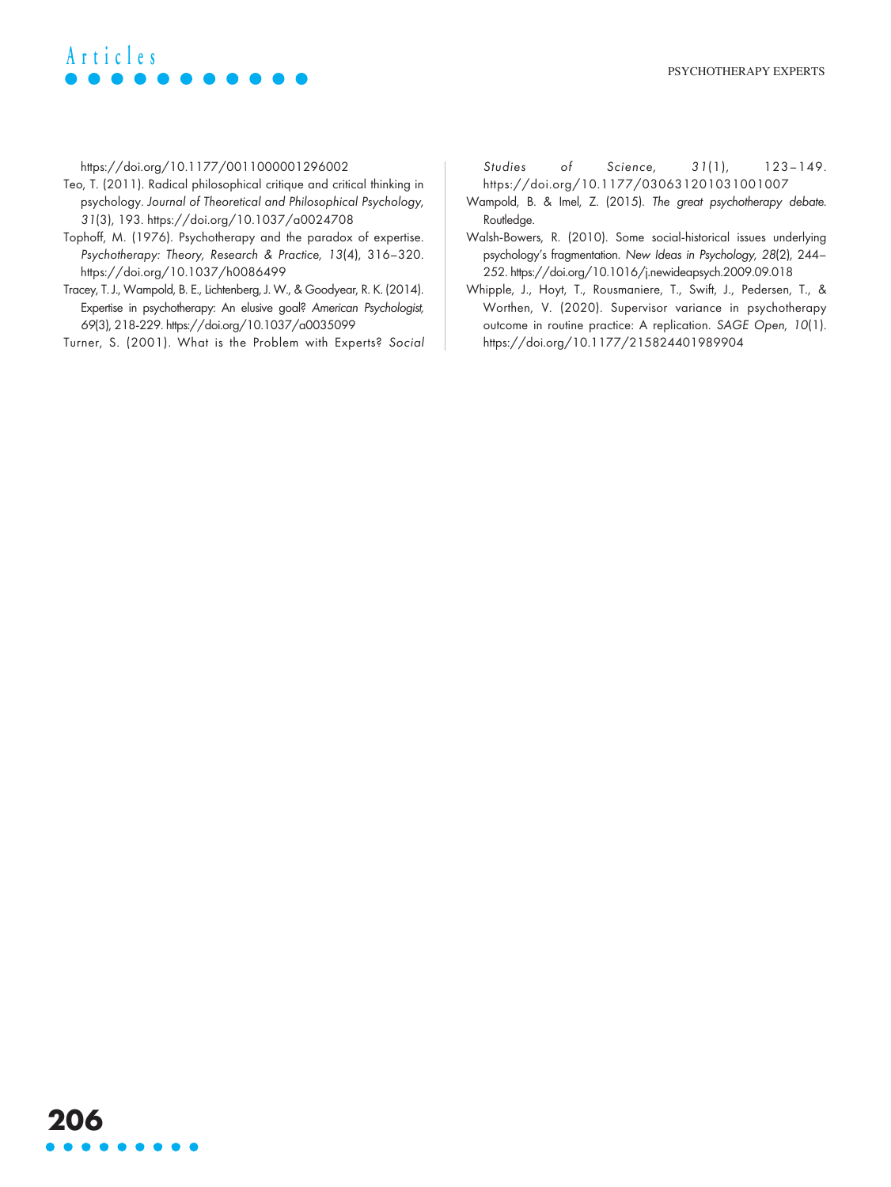https://doi.org/10.1177/0011000001296002

Teo, T. (2011). Radical philosophical critique and critical thinking in psychology. *Journal of Theoretical and Philosophical Psychology, 31*(3), 193. https://doi.org/10.1037/a0024708

Tophoff, M. (1976). Psychotherapy and the paradox of expertise. *Psychotherapy: Theory, Research & Practice, 13*(4), 316–320. https://doi.org/10.1037/h0086499

Tracey, T. J., Wampold, B. E., Lichtenberg, J. W., & Goodyear, R. K. (2014). Expertise in psychotherapy: An elusive goal? *American Psychologist, 69*(3), 218-229. https://doi.org/10.1037/a0035099

Turner, S. (2001). What is the Problem with Experts? *Social Studies of Science, 31*(1), 123–149. https://doi.org/10.1177/030631201031001007

Wampold, B. & Imel, Z. (2015). *The great psychotherapy debate.* Routledge.

Walsh-Bowers, R. (2010). Some social-historical issues underlying psychology's fragmentation. *New Ideas in Psychology, 28*(2), 244–252. https://doi.org/10.1016/j.newideapsych.2009.09.018

Whipple, J., Hoyt, T., Rousmaniere, T., Swift, J., Pedersen, T., & Worthen, V. (2020). Supervisor variance in psychotherapy outcome in routine practice: A replication. *SAGE Open, 10*(1). https://doi.org/10.1177/215824401989904